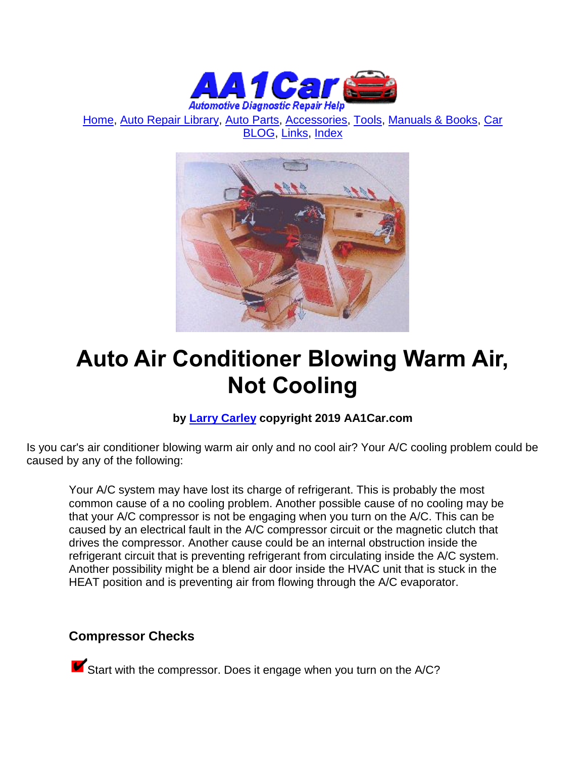Home, Auto Repair Library, Auto Parts, Accessories, Tools, Manuals & Books, Car BLOG, Links, Index

# Auto Air Conditioner Blowing Warm Air, Not Cooling

**by Larry Carley copyright 2019 AA1Car.com**

Is you car's air conditioner blowing warm air only and no cool air? Your A/C cooling problem could be caused by any of the following:

> Your A/C system may have lost its charge of refrigerant. This is probably the most common cause of a no cooling problem. Another possible cause of no cooling may be that your A/C compressor is not be engaging when you turn on the A/C. This can be caused by an electrical fault in the A/C compressor circuit or the magnetic clutch that drives the compressor. Another cause could be an internal obstruction inside the refrigerant circuit that is preventing refrigerant from circulating inside the A/C system. Another possibility might be a blend air door inside the HVAC unit that is stuck in the HEAT position and is preventing air from flowing through the A/C evaporator.

### Compressor Checks

✔ Start with the compressor. Does it engage when you turn on the A/C?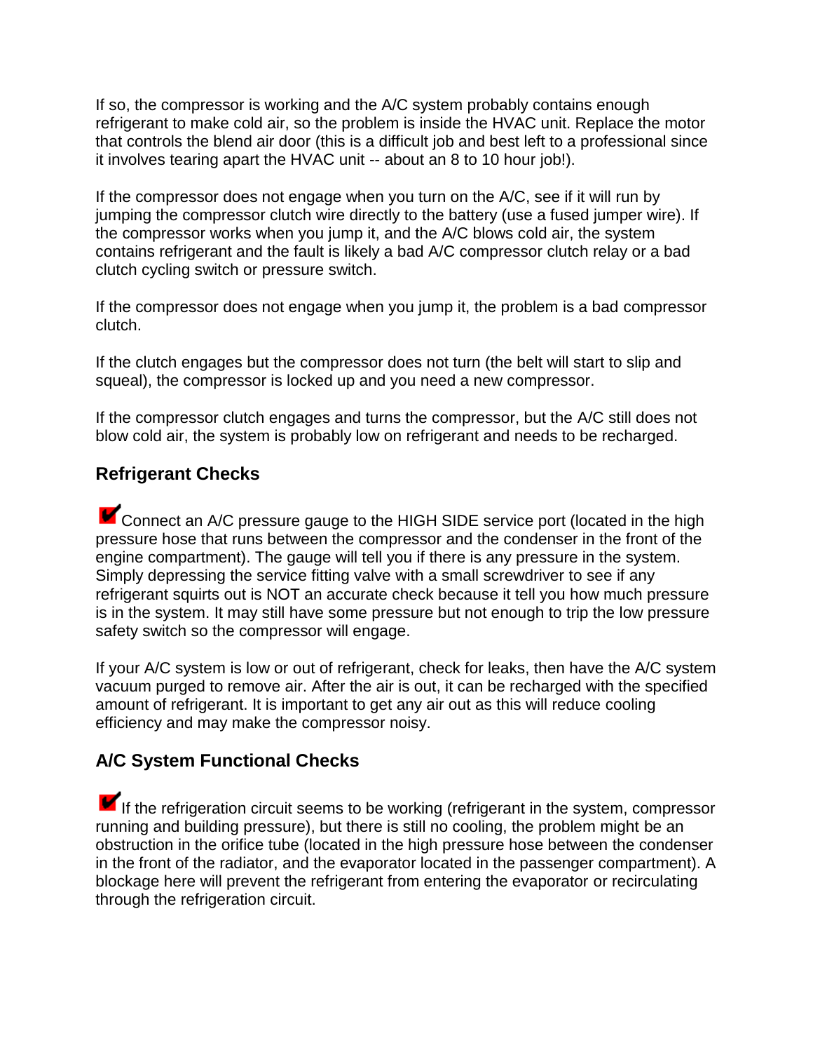If so, the compressor is working and the A/C system probably contains enough refrigerant to make cold air, so the problem is inside the HVAC unit. Replace the motor that controls the blend air door (this is a difficult job and best left to a professional since it involves tearing apart the HVAC unit -- about an 8 to 10 hour job!).

If the compressor does not engage when you turn on the A/C, see if it will run by jumping the compressor clutch wire directly to the battery (use a fused jumper wire). If the compressor works when you jump it, and the A/C blows cold air, the system contains refrigerant and the fault is likely a bad A/C compressor clutch relay or a bad clutch cycling switch or pressure switch.

If the compressor does not engage when you jump it, the problem is a bad compressor clutch.

If the clutch engages but the compressor does not turn (the belt will start to slip and squeal), the compressor is locked up and you need a new compressor.

If the compressor clutch engages and turns the compressor, but the A/C still does not blow cold air, the system is probably low on refrigerant and needs to be recharged.

## Refrigerant Checks

✔ Connect an A/C pressure gauge to the HIGH SIDE service port (located in the high pressure hose that runs between the compressor and the condenser in the front of the engine compartment). The gauge will tell you if there is any pressure in the system. Simply depressing the service fitting valve with a small screwdriver to see if any refrigerant squirts out is NOT an accurate check because it tell you how much pressure is in the system. It may still have some pressure but not enough to trip the low pressure safety switch so the compressor will engage.

If your A/C system is low or out of refrigerant, check for leaks, then have the A/C system vacuum purged to remove air. After the air is out, it can be recharged with the specified amount of refrigerant. It is important to get any air out as this will reduce cooling efficiency and may make the compressor noisy.

## A/C System Functional Checks

✔ If the refrigeration circuit seems to be working (refrigerant in the system, compressor running and building pressure), but there is still no cooling, the problem might be an obstruction in the orifice tube (located in the high pressure hose between the condenser in the front of the radiator, and the evaporator located in the passenger compartment). A blockage here will prevent the refrigerant from entering the evaporator or recirculating through the refrigeration circuit.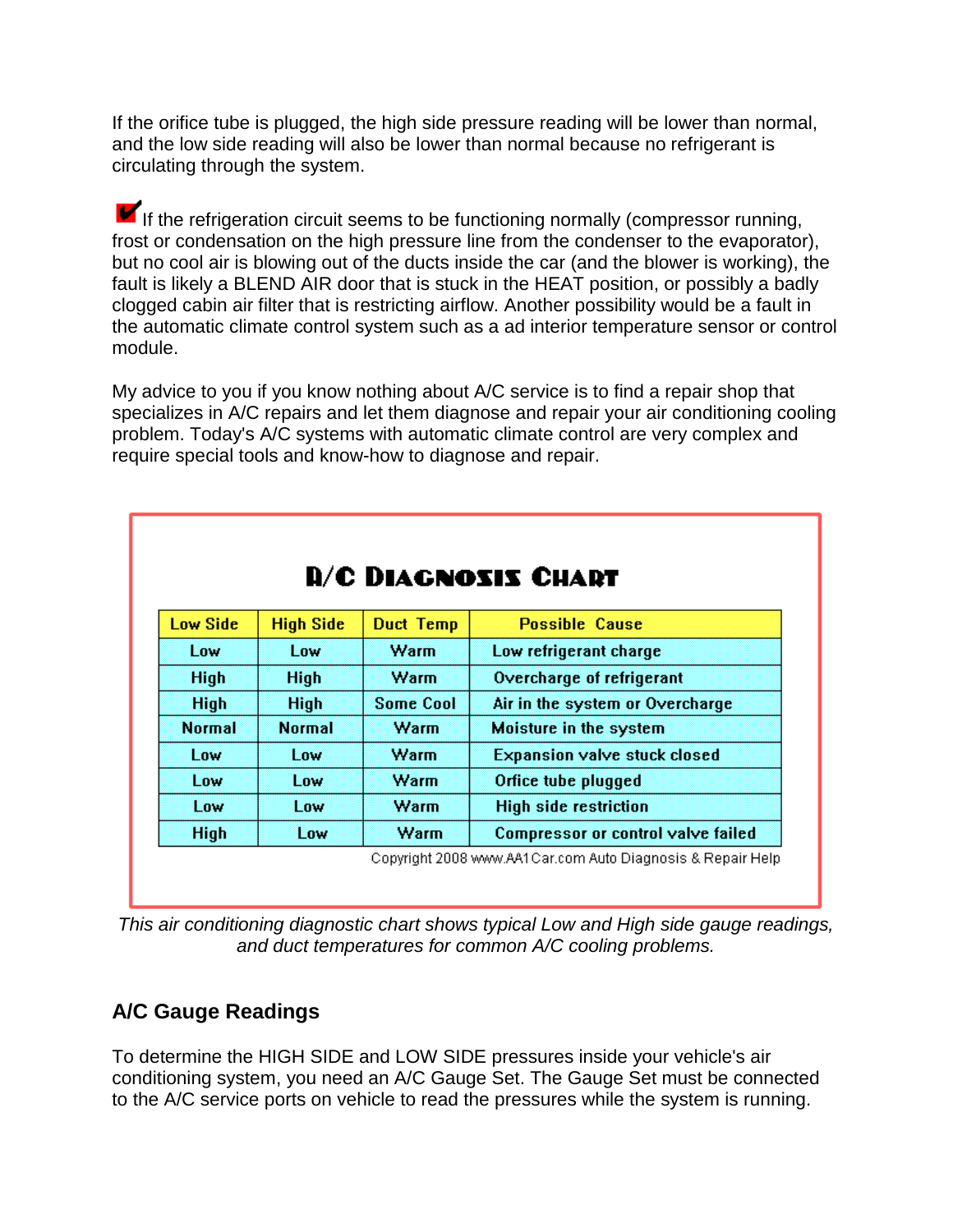If the orifice tube is plugged, the high side pressure reading will be lower than normal, and the low side reading will also be lower than normal because no refrigerant is circulating through the system.

✔ If the refrigeration circuit seems to be functioning normally (compressor running, frost or condensation on the high pressure line from the condenser to the evaporator), but no cool air is blowing out of the ducts inside the car (and the blower is working), the fault is likely a BLEND AIR door that is stuck in the HEAT position, or possibly a badly clogged cabin air filter that is restricting airflow. Another possibility would be a fault in the automatic climate control system such as a ad interior temperature sensor or control module.

My advice to you if you know nothing about A/C service is to find a repair shop that specializes in A/C repairs and let them diagnose and repair your air conditioning cooling problem. Today's A/C systems with automatic climate control are very complex and require special tools and know-how to diagnose and repair.

**A/C Diagnosis Chart**

| Low Side | High Side | Duct Temp | Possible Cause |
| --- | --- | --- | --- |
| Low | Low | Warm | Low refrigerant charge |
| High | High | Warm | Overcharge of refrigerant |
| High | High | Some Cool | Air in the system or Overcharge |
| Normal | Normal | Warm | Moisture in the system |
| Low | Low | Warm | Expansion valve stuck closed |
| Low | Low | Warm | Orfice tube plugged |
| Low | Low | Warm | High side restriction |
| High | Low | Warm | Compressor or control valve failed |

Copyright 2008 www.AA1Car.com Auto Diagnosis & Repair Help

*This air conditioning diagnostic chart shows typical Low and High side gauge readings, and duct temperatures for common A/C cooling problems.*

## A/C Gauge Readings

To determine the HIGH SIDE and LOW SIDE pressures inside your vehicle's air conditioning system, you need an A/C Gauge Set. The Gauge Set must be connected to the A/C service ports on vehicle to read the pressures while the system is running.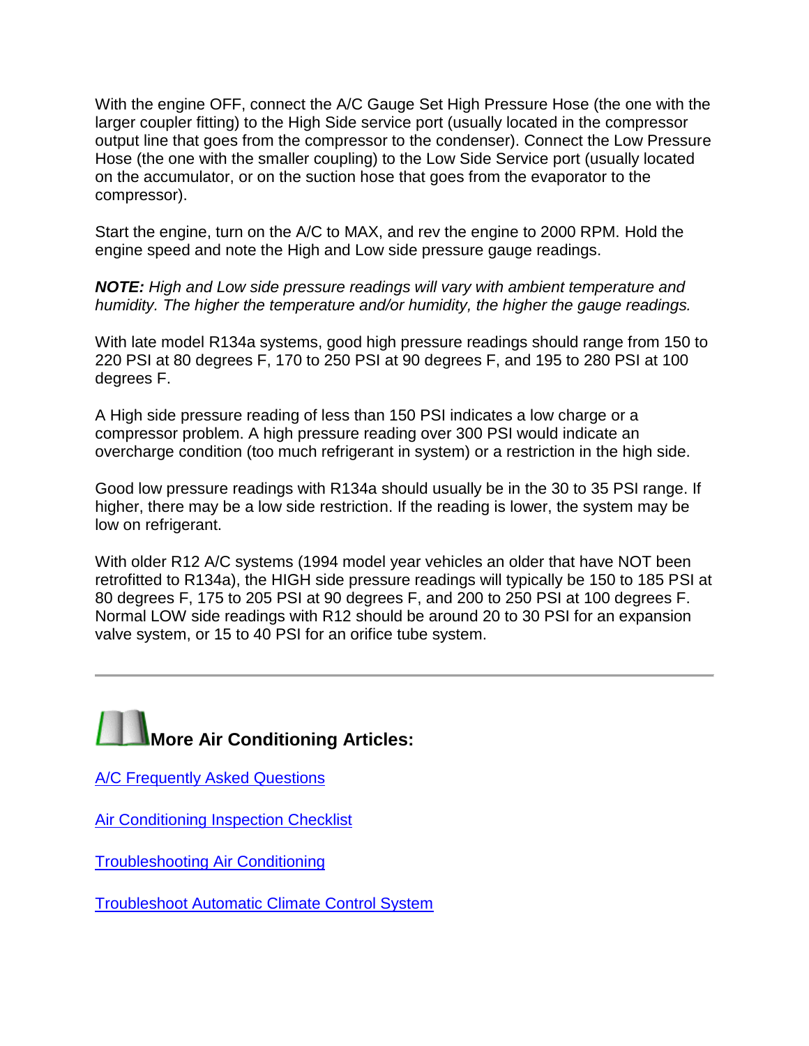With the engine OFF, connect the A/C Gauge Set High Pressure Hose (the one with the larger coupler fitting) to the High Side service port (usually located in the compressor output line that goes from the compressor to the condenser). Connect the Low Pressure Hose (the one with the smaller coupling) to the Low Side Service port (usually located on the accumulator, or on the suction hose that goes from the evaporator to the compressor).

Start the engine, turn on the A/C to MAX, and rev the engine to 2000 RPM. Hold the engine speed and note the High and Low side pressure gauge readings.

***NOTE:*** *High and Low side pressure readings will vary with ambient temperature and humidity. The higher the temperature and/or humidity, the higher the gauge readings.*

With late model R134a systems, good high pressure readings should range from 150 to 220 PSI at 80 degrees F, 170 to 250 PSI at 90 degrees F, and 195 to 280 PSI at 100 degrees F.

A High side pressure reading of less than 150 PSI indicates a low charge or a compressor problem. A high pressure reading over 300 PSI would indicate an overcharge condition (too much refrigerant in system) or a restriction in the high side.

Good low pressure readings with R134a should usually be in the 30 to 35 PSI range. If higher, there may be a low side restriction. If the reading is lower, the system may be low on refrigerant.

With older R12 A/C systems (1994 model year vehicles an older that have NOT been retrofitted to R134a), the HIGH side pressure readings will typically be 150 to 185 PSI at 80 degrees F, 175 to 205 PSI at 90 degrees F, and 200 to 250 PSI at 100 degrees F. Normal LOW side readings with R12 should be around 20 to 30 PSI for an expansion valve system, or 15 to 40 PSI for an orifice tube system.

---

## More Air Conditioning Articles:

A/C Frequently Asked Questions

Air Conditioning Inspection Checklist

Troubleshooting Air Conditioning

Troubleshoot Automatic Climate Control System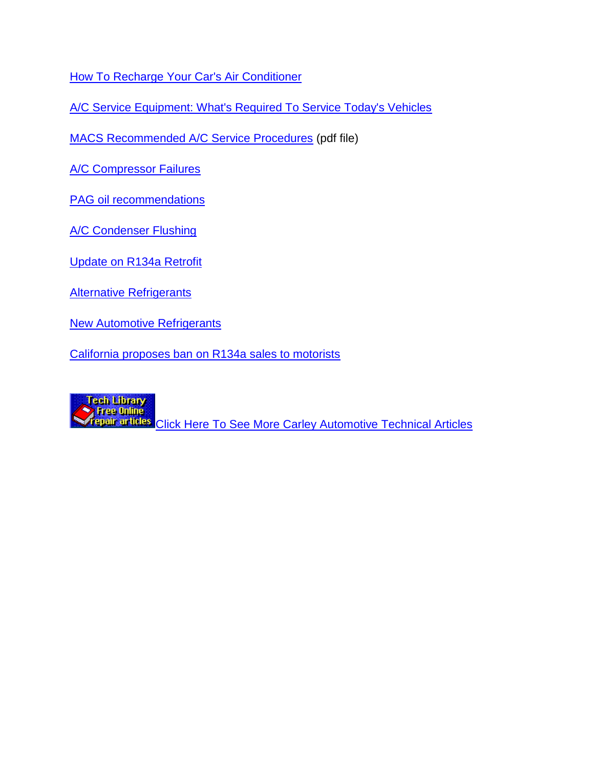How To Recharge Your Car's Air Conditioner

A/C Service Equipment: What's Required To Service Today's Vehicles

MACS Recommended A/C Service Procedures (pdf file)

A/C Compressor Failures

PAG oil recommendations

A/C Condenser Flushing

Update on R134a Retrofit

Alternative Refrigerants

New Automotive Refrigerants

California proposes ban on R134a sales to motorists

Tech Library Free Online repair articles Click Here To See More Carley Automotive Technical Articles